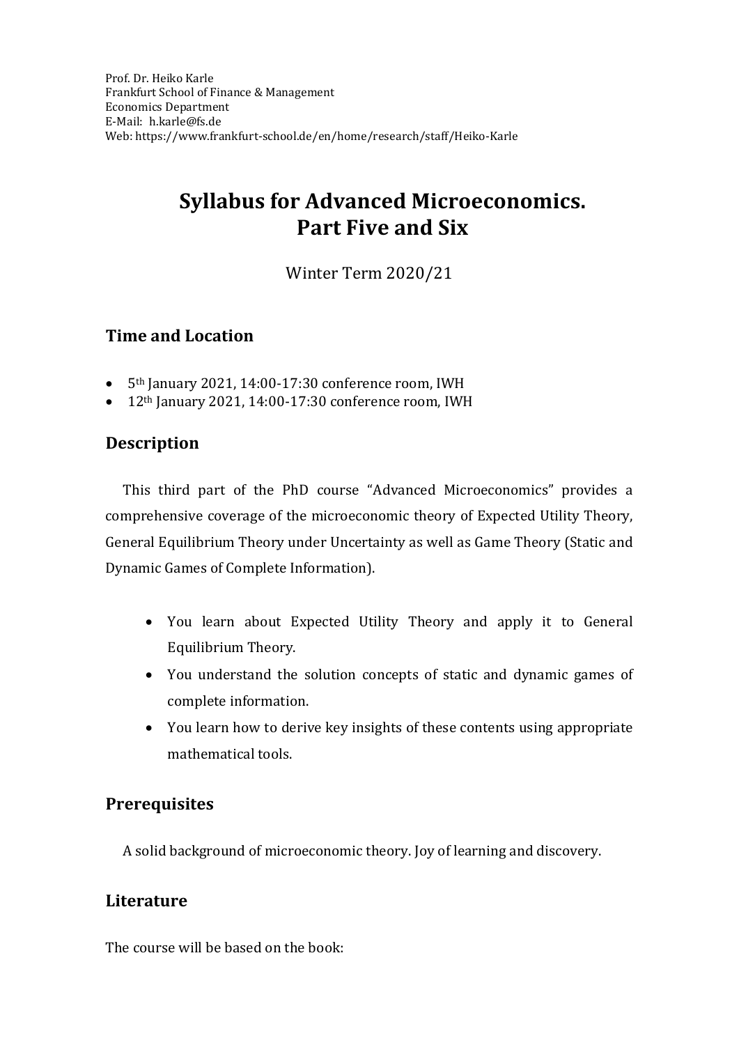Prof. Dr. Heiko Karle
Frankfurt School of Finance & Management
Economics Department
E-Mail: h.karle@fs.de
Web: https://www.frankfurt-school.de/en/home/research/staff/Heiko-Karle

# Syllabus for Advanced Microeconomics. Part Five and Six

Winter Term 2020/21

## Time and Location

- 5th January 2021, 14:00-17:30 conference room, IWH
- 12th January 2021, 14:00-17:30 conference room, IWH

## Description

This third part of the PhD course "Advanced Microeconomics" provides a comprehensive coverage of the microeconomic theory of Expected Utility Theory, General Equilibrium Theory under Uncertainty as well as Game Theory (Static and Dynamic Games of Complete Information).

- You learn about Expected Utility Theory and apply it to General Equilibrium Theory.
- You understand the solution concepts of static and dynamic games of complete information.
- You learn how to derive key insights of these contents using appropriate mathematical tools.

## Prerequisites

A solid background of microeconomic theory. Joy of learning and discovery.

## Literature

The course will be based on the book: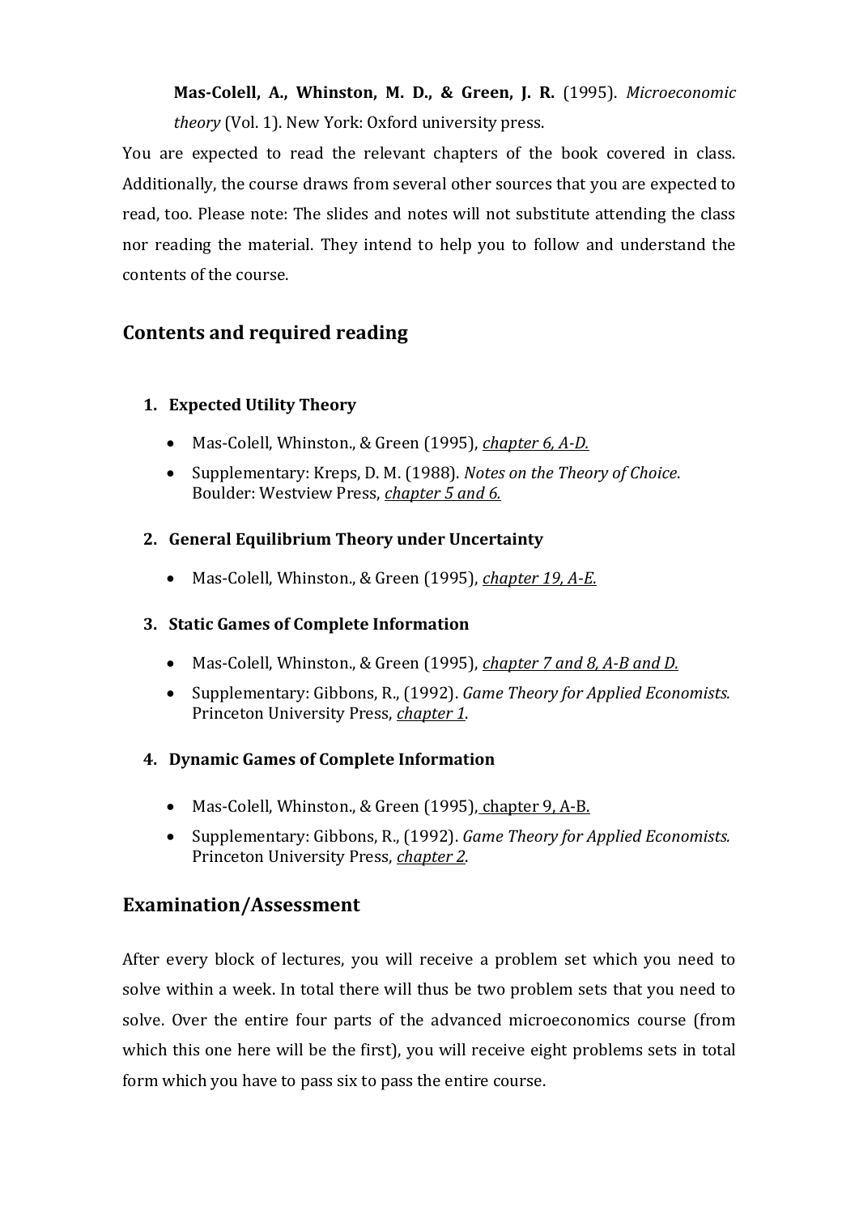**Mas-Colell, A., Whinston, M. D., & Green, J. R.** (1995). *Microeconomic theory* (Vol. 1). New York: Oxford university press.

You are expected to read the relevant chapters of the book covered in class. Additionally, the course draws from several other sources that you are expected to read, too. Please note: The slides and notes will not substitute attending the class nor reading the material. They intend to help you to follow and understand the contents of the course.

## Contents and required reading

1. **Expected Utility Theory**
   - Mas-Colell, Whinston., & Green (1995), *chapter 6, A-D.*
   - Supplementary: Kreps, D. M. (1988). *Notes on the Theory of Choice*. Boulder: Westview Press, *chapter 5 and 6.*

2. **General Equilibrium Theory under Uncertainty**
   - Mas-Colell, Whinston., & Green (1995), *chapter 19, A-E.*

3. **Static Games of Complete Information**
   - Mas-Colell, Whinston., & Green (1995), *chapter 7 and 8, A-B and D.*
   - Supplementary: Gibbons, R., (1992). *Game Theory for Applied Economists.* Princeton University Press, *chapter 1*.

4. **Dynamic Games of Complete Information**
   - Mas-Colell, Whinston., & Green (1995), chapter 9, A-B.
   - Supplementary: Gibbons, R., (1992). *Game Theory for Applied Economists.* Princeton University Press, *chapter 2*.

## Examination/Assessment

After every block of lectures, you will receive a problem set which you need to solve within a week. In total there will thus be two problem sets that you need to solve. Over the entire four parts of the advanced microeconomics course (from which this one here will be the first), you will receive eight problems sets in total form which you have to pass six to pass the entire course.